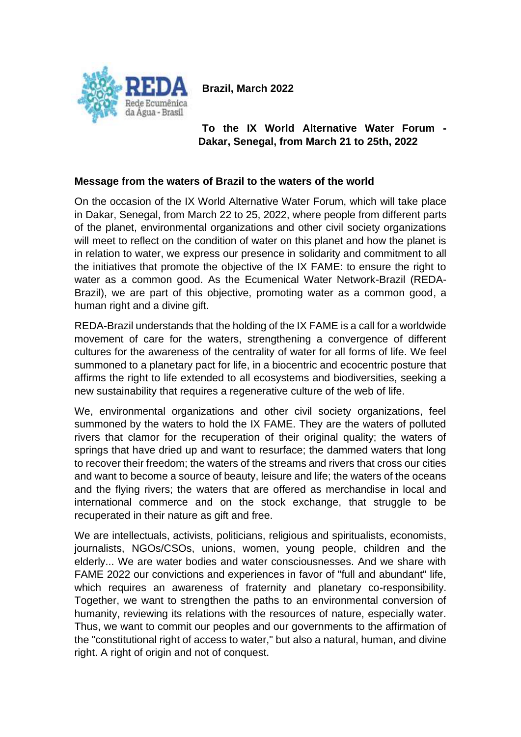REDA
Rede Ecumênica da Água - Brasil

**Brazil, March 2022**

**To the IX World Alternative Water Forum - Dakar, Senegal, from March 21 to 25th, 2022**

**Message from the waters of Brazil to the waters of the world**

On the occasion of the IX World Alternative Water Forum, which will take place in Dakar, Senegal, from March 22 to 25, 2022, where people from different parts of the planet, environmental organizations and other civil society organizations will meet to reflect on the condition of water on this planet and how the planet is in relation to water, we express our presence in solidarity and commitment to all the initiatives that promote the objective of the IX FAME: to ensure the right to water as a common good. As the Ecumenical Water Network-Brazil (REDA-Brazil), we are part of this objective, promoting water as a common good, a human right and a divine gift.

REDA-Brazil understands that the holding of the IX FAME is a call for a worldwide movement of care for the waters, strengthening a convergence of different cultures for the awareness of the centrality of water for all forms of life. We feel summoned to a planetary pact for life, in a biocentric and ecocentric posture that affirms the right to life extended to all ecosystems and biodiversities, seeking a new sustainability that requires a regenerative culture of the web of life.

We, environmental organizations and other civil society organizations, feel summoned by the waters to hold the IX FAME. They are the waters of polluted rivers that clamor for the recuperation of their original quality; the waters of springs that have dried up and want to resurface; the dammed waters that long to recover their freedom; the waters of the streams and rivers that cross our cities and want to become a source of beauty, leisure and life; the waters of the oceans and the flying rivers; the waters that are offered as merchandise in local and international commerce and on the stock exchange, that struggle to be recuperated in their nature as gift and free.

We are intellectuals, activists, politicians, religious and spiritualists, economists, journalists, NGOs/CSOs, unions, women, young people, children and the elderly... We are water bodies and water consciousnesses. And we share with FAME 2022 our convictions and experiences in favor of "full and abundant" life, which requires an awareness of fraternity and planetary co-responsibility. Together, we want to strengthen the paths to an environmental conversion of humanity, reviewing its relations with the resources of nature, especially water. Thus, we want to commit our peoples and our governments to the affirmation of the "constitutional right of access to water," but also a natural, human, and divine right. A right of origin and not of conquest.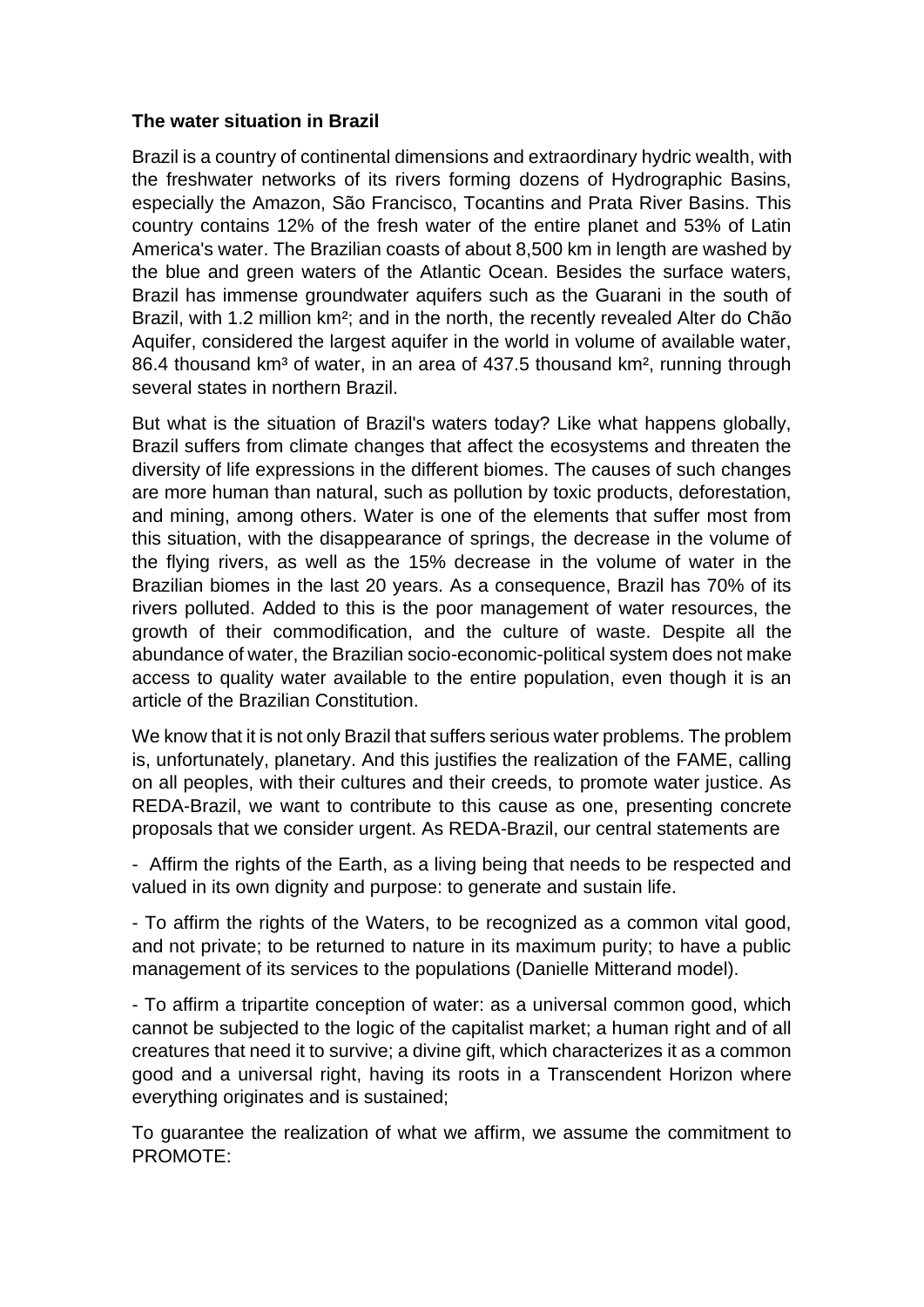**The water situation in Brazil**

Brazil is a country of continental dimensions and extraordinary hydric wealth, with the freshwater networks of its rivers forming dozens of Hydrographic Basins, especially the Amazon, São Francisco, Tocantins and Prata River Basins. This country contains 12% of the fresh water of the entire planet and 53% of Latin America's water. The Brazilian coasts of about 8,500 km in length are washed by the blue and green waters of the Atlantic Ocean. Besides the surface waters, Brazil has immense groundwater aquifers such as the Guarani in the south of Brazil, with 1.2 million km²; and in the north, the recently revealed Alter do Chão Aquifer, considered the largest aquifer in the world in volume of available water, 86.4 thousand km³ of water, in an area of 437.5 thousand km², running through several states in northern Brazil.

But what is the situation of Brazil's waters today? Like what happens globally, Brazil suffers from climate changes that affect the ecosystems and threaten the diversity of life expressions in the different biomes. The causes of such changes are more human than natural, such as pollution by toxic products, deforestation, and mining, among others. Water is one of the elements that suffer most from this situation, with the disappearance of springs, the decrease in the volume of the flying rivers, as well as the 15% decrease in the volume of water in the Brazilian biomes in the last 20 years. As a consequence, Brazil has 70% of its rivers polluted. Added to this is the poor management of water resources, the growth of their commodification, and the culture of waste. Despite all the abundance of water, the Brazilian socio-economic-political system does not make access to quality water available to the entire population, even though it is an article of the Brazilian Constitution.

We know that it is not only Brazil that suffers serious water problems. The problem is, unfortunately, planetary. And this justifies the realization of the FAME, calling on all peoples, with their cultures and their creeds, to promote water justice. As REDA-Brazil, we want to contribute to this cause as one, presenting concrete proposals that we consider urgent. As REDA-Brazil, our central statements are

- Affirm the rights of the Earth, as a living being that needs to be respected and valued in its own dignity and purpose: to generate and sustain life.
- To affirm the rights of the Waters, to be recognized as a common vital good, and not private; to be returned to nature in its maximum purity; to have a public management of its services to the populations (Danielle Mitterand model).
- To affirm a tripartite conception of water: as a universal common good, which cannot be subjected to the logic of the capitalist market; a human right and of all creatures that need it to survive; a divine gift, which characterizes it as a common good and a universal right, having its roots in a Transcendent Horizon where everything originates and is sustained;

To guarantee the realization of what we affirm, we assume the commitment to PROMOTE: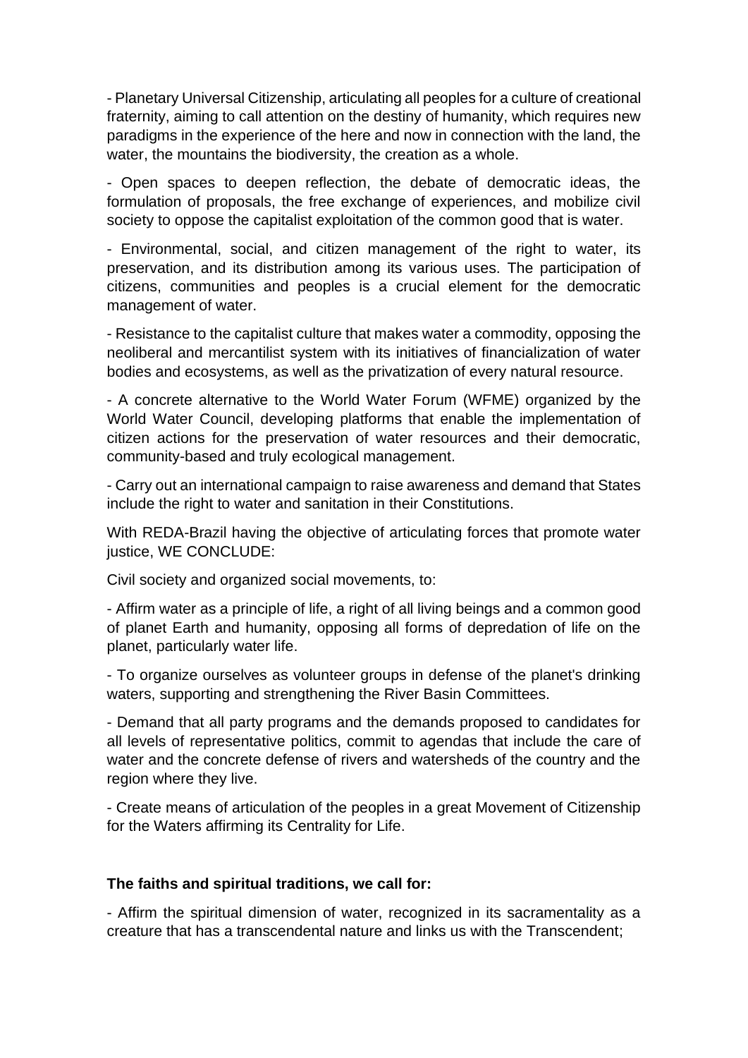- Planetary Universal Citizenship, articulating all peoples for a culture of creational fraternity, aiming to call attention on the destiny of humanity, which requires new paradigms in the experience of the here and now in connection with the land, the water, the mountains the biodiversity, the creation as a whole.

- Open spaces to deepen reflection, the debate of democratic ideas, the formulation of proposals, the free exchange of experiences, and mobilize civil society to oppose the capitalist exploitation of the common good that is water.

- Environmental, social, and citizen management of the right to water, its preservation, and its distribution among its various uses. The participation of citizens, communities and peoples is a crucial element for the democratic management of water.

- Resistance to the capitalist culture that makes water a commodity, opposing the neoliberal and mercantilist system with its initiatives of financialization of water bodies and ecosystems, as well as the privatization of every natural resource.

- A concrete alternative to the World Water Forum (WFME) organized by the World Water Council, developing platforms that enable the implementation of citizen actions for the preservation of water resources and their democratic, community-based and truly ecological management.

- Carry out an international campaign to raise awareness and demand that States include the right to water and sanitation in their Constitutions.

With REDA-Brazil having the objective of articulating forces that promote water justice, WE CONCLUDE:

Civil society and organized social movements, to:

- Affirm water as a principle of life, a right of all living beings and a common good of planet Earth and humanity, opposing all forms of depredation of life on the planet, particularly water life.

- To organize ourselves as volunteer groups in defense of the planet's drinking waters, supporting and strengthening the River Basin Committees.

- Demand that all party programs and the demands proposed to candidates for all levels of representative politics, commit to agendas that include the care of water and the concrete defense of rivers and watersheds of the country and the region where they live.

- Create means of articulation of the peoples in a great Movement of Citizenship for the Waters affirming its Centrality for Life.

**The faiths and spiritual traditions, we call for:**

- Affirm the spiritual dimension of water, recognized in its sacramentality as a creature that has a transcendental nature and links us with the Transcendent;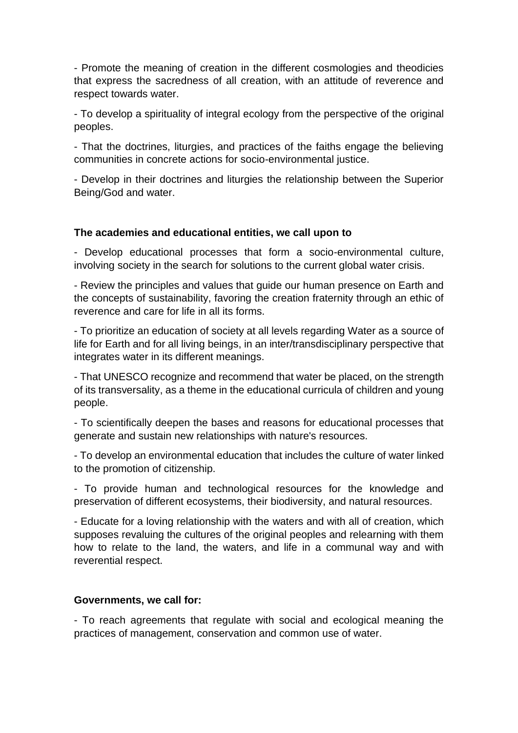- Promote the meaning of creation in the different cosmologies and theodicies that express the sacredness of all creation, with an attitude of reverence and respect towards water.

- To develop a spirituality of integral ecology from the perspective of the original peoples.

- That the doctrines, liturgies, and practices of the faiths engage the believing communities in concrete actions for socio-environmental justice.

- Develop in their doctrines and liturgies the relationship between the Superior Being/God and water.

**The academies and educational entities, we call upon to**

- Develop educational processes that form a socio-environmental culture, involving society in the search for solutions to the current global water crisis.

- Review the principles and values that guide our human presence on Earth and the concepts of sustainability, favoring the creation fraternity through an ethic of reverence and care for life in all its forms.

- To prioritize an education of society at all levels regarding Water as a source of life for Earth and for all living beings, in an inter/transdisciplinary perspective that integrates water in its different meanings.

- That UNESCO recognize and recommend that water be placed, on the strength of its transversality, as a theme in the educational curricula of children and young people.

- To scientifically deepen the bases and reasons for educational processes that generate and sustain new relationships with nature's resources.

- To develop an environmental education that includes the culture of water linked to the promotion of citizenship.

- To provide human and technological resources for the knowledge and preservation of different ecosystems, their biodiversity, and natural resources.

- Educate for a loving relationship with the waters and with all of creation, which supposes revaluing the cultures of the original peoples and relearning with them how to relate to the land, the waters, and life in a communal way and with reverential respect.

**Governments, we call for:**

- To reach agreements that regulate with social and ecological meaning the practices of management, conservation and common use of water.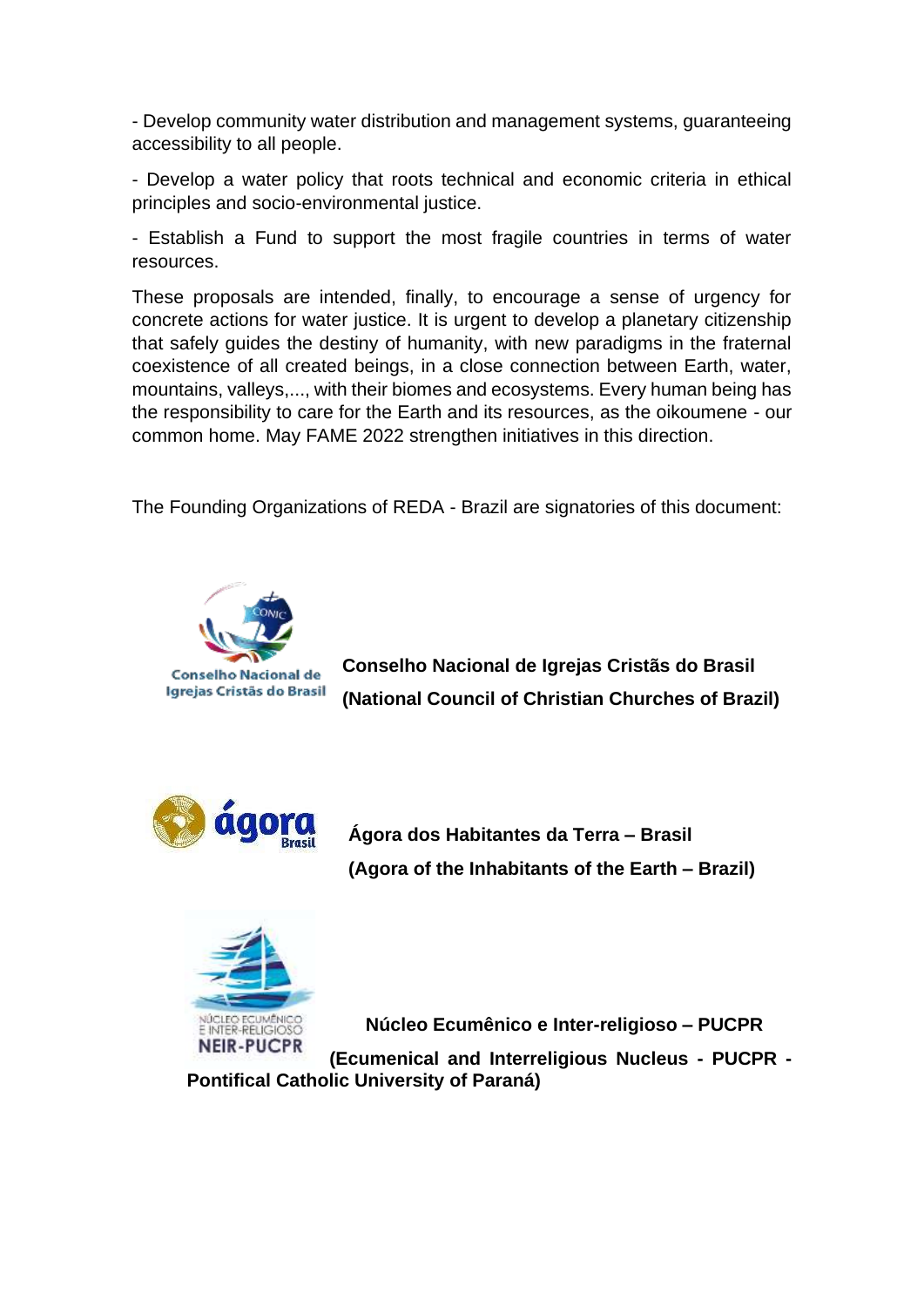- Develop community water distribution and management systems, guaranteeing accessibility to all people.

- Develop a water policy that roots technical and economic criteria in ethical principles and socio-environmental justice.

- Establish a Fund to support the most fragile countries in terms of water resources.

These proposals are intended, finally, to encourage a sense of urgency for concrete actions for water justice. It is urgent to develop a planetary citizenship that safely guides the destiny of humanity, with new paradigms in the fraternal coexistence of all created beings, in a close connection between Earth, water, mountains, valleys,..., with their biomes and ecosystems. Every human being has the responsibility to care for the Earth and its resources, as the oikoumene - our common home. May FAME 2022 strengthen initiatives in this direction.

The Founding Organizations of REDA - Brazil are signatories of this document:

Conselho Nacional de Igrejas Cristãs do Brasil

**Conselho Nacional de Igrejas Cristãs do Brasil**
**(National Council of Christian Churches of Brazil)**

ágora Brasil

**Ágora dos Habitantes da Terra – Brasil**
**(Agora of the Inhabitants of the Earth – Brazil)**

NÚCLEO ECUMÊNICO E INTER-RELIGIOSO NEIR-PUCPR

**Núcleo Ecumênico e Inter-religioso – PUCPR**
**(Ecumenical and Interreligious Nucleus - PUCPR - Pontifical Catholic University of Paraná)**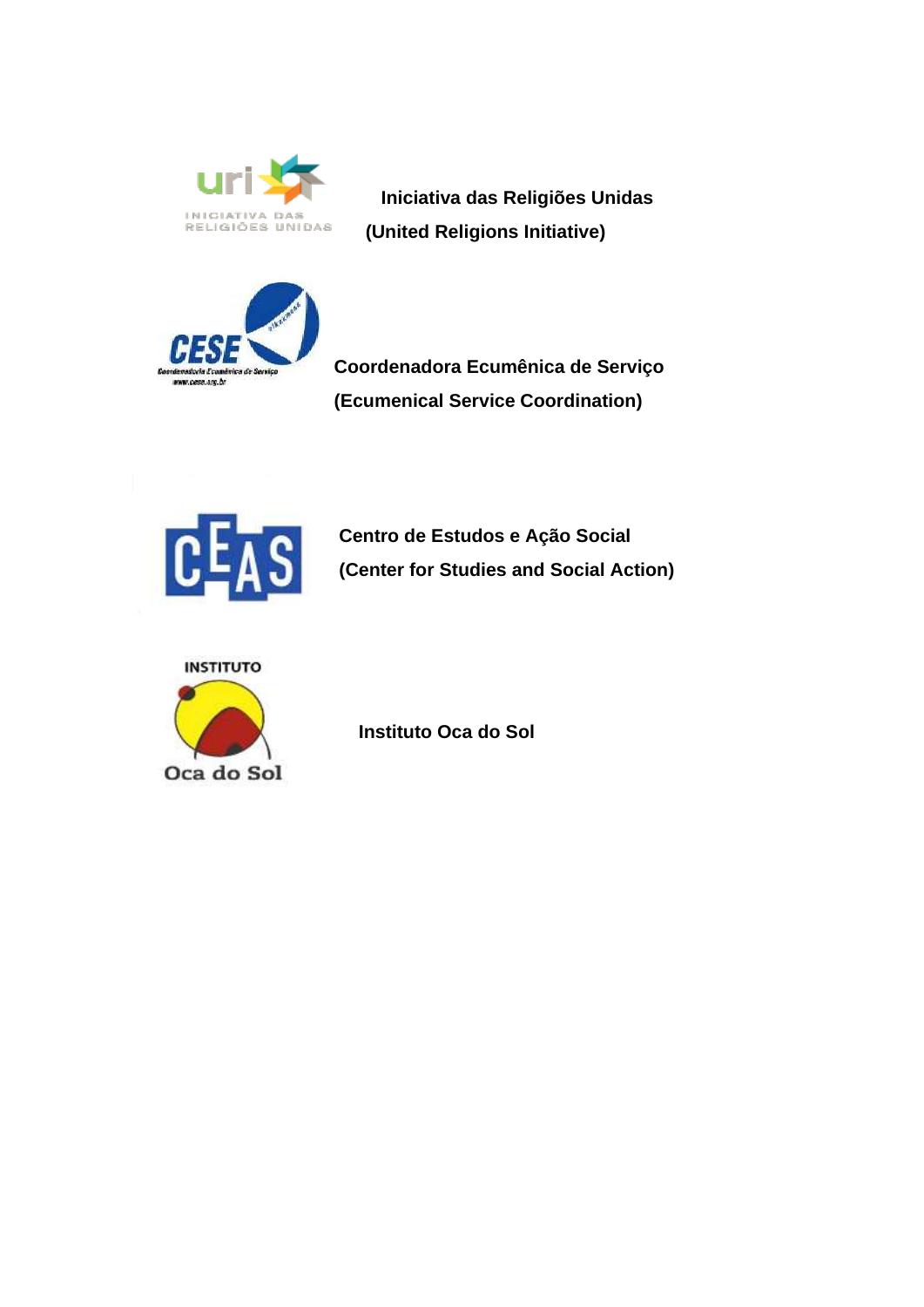Iniciativa das Religiões Unidas
(United Religions Initiative)

Coordenadora Ecumênica de Serviço
(Ecumenical Service Coordination)

Centro de Estudos e Ação Social
(Center for Studies and Social Action)

Instituto Oca do Sol